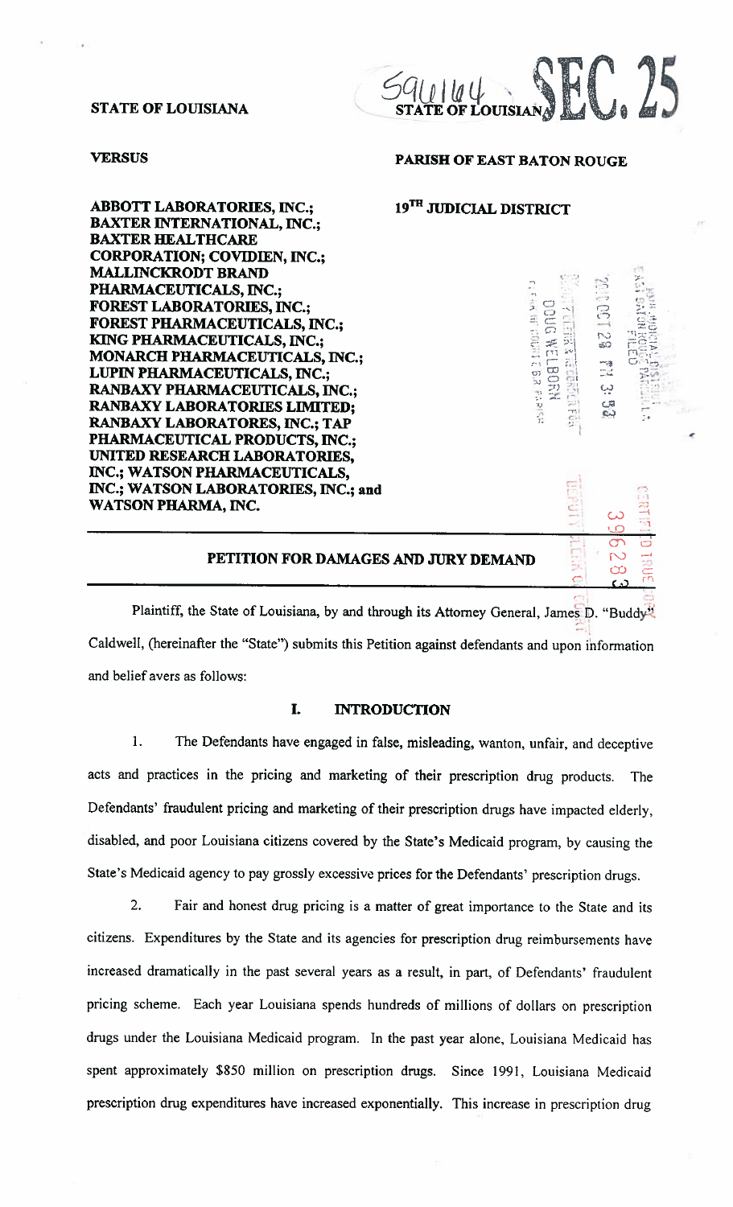STATE OF LOUISIANA

596164 STATE OF LOUISIANA SEC. 25

VERSUS

PARISH OF EAST BATON ROUGE

19[TH] JUDICIAL DISTRICT

**ABBOTT LABORATORIES, INC.; BAXTER INTERNATIONAL, INC.; BAXTER HEALTHCARE CORPORATION; COVIDIEN, INC.; MALLINCKRODT BRAND PHARMACEUTICALS, INC.; FOREST LABORATORIES, INC.; FOREST PHARMACEUTICALS, INC.; KING PHARMACEUTICALS, INC.; MONARCH PHARMACEUTICALS, INC.; LUPIN PHARMACEUTICALS, INC.; RANBAXY PHARMACEUTICALS, INC.; RANBAXY LABORATORIES LIMITED; RANBAXY LABORATORES, INC.; TAP PHARMACEUTICAL PRODUCTS, INC.; UNITED RESEARCH LABORATORIES, INC.; WATSON PHARMACEUTICALS, INC.; WATSON LABORATORIES, INC.; and WATSON PHARMA, INC.**

## PETITION FOR DAMAGES AND JURY DEMAND

Plaintiff, the State of Louisiana, by and through its Attorney General, James D. "Buddy" Caldwell, (hereinafter the "State") submits this Petition against defendants and upon information and belief avers as follows:

## I. INTRODUCTION

1. The Defendants have engaged in false, misleading, wanton, unfair, and deceptive acts and practices in the pricing and marketing of their prescription drug products. The Defendants' fraudulent pricing and marketing of their prescription drugs have impacted elderly, disabled, and poor Louisiana citizens covered by the State's Medicaid program, by causing the State's Medicaid agency to pay grossly excessive prices for the Defendants' prescription drugs.

2. Fair and honest drug pricing is a matter of great importance to the State and its citizens. Expenditures by the State and its agencies for prescription drug reimbursements have increased dramatically in the past several years as a result, in part, of Defendants' fraudulent pricing scheme. Each year Louisiana spends hundreds of millions of dollars on prescription drugs under the Louisiana Medicaid program. In the past year alone, Louisiana Medicaid has spent approximately $850 million on prescription drugs. Since 1991, Louisiana Medicaid prescription drug expenditures have increased exponentially. This increase in prescription drug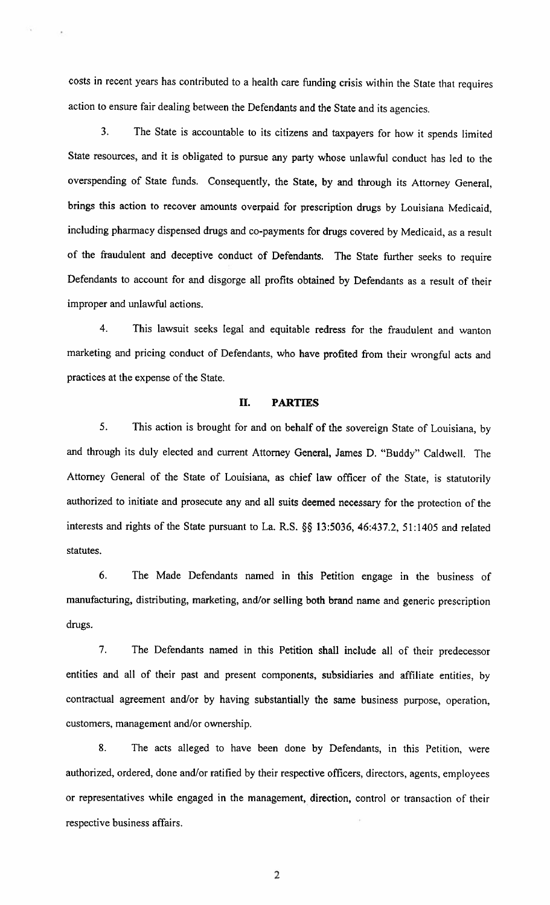costs in recent years has contributed to a health care funding crisis within the State that requires action to ensure fair dealing between the Defendants and the State and its agencies.

3. The State is accountable to its citizens and taxpayers for how it spends limited State resources, and it is obligated to pursue any party whose unlawful conduct has led to the overspending of State funds. Consequently, the State, by and through its Attorney General, brings this action to recover amounts overpaid for prescription drugs by Louisiana Medicaid, including pharmacy dispensed drugs and co-payments for drugs covered by Medicaid, as a result of the fraudulent and deceptive conduct of Defendants. The State further seeks to require Defendants to account for and disgorge all profits obtained by Defendants as a result of their improper and unlawful actions.

4. This lawsuit seeks legal and equitable redress for the fraudulent and wanton marketing and pricing conduct of Defendants, who have profited from their wrongful acts and practices at the expense of the State.

## II. PARTIES

5. This action is brought for and on behalf of the sovereign State of Louisiana, by and through its duly elected and current Attorney General, James D. "Buddy" Caldwell. The Attorney General of the State of Louisiana, as chief law officer of the State, is statutorily authorized to initiate and prosecute any and all suits deemed necessary for the protection of the interests and rights of the State pursuant to La. R.S. §§ 13:5036, 46:437.2, 51:1405 and related statutes.

6. The Made Defendants named in this Petition engage in the business of manufacturing, distributing, marketing, and/or selling both brand name and generic prescription drugs.

7. The Defendants named in this Petition shall include all of their predecessor entities and all of their past and present components, subsidiaries and affiliate entities, by contractual agreement and/or by having substantially the same business purpose, operation, customers, management and/or ownership.

8. The acts alleged to have been done by Defendants, in this Petition, were authorized, ordered, done and/or ratified by their respective officers, directors, agents, employees or representatives while engaged in the management, direction, control or transaction of their respective business affairs.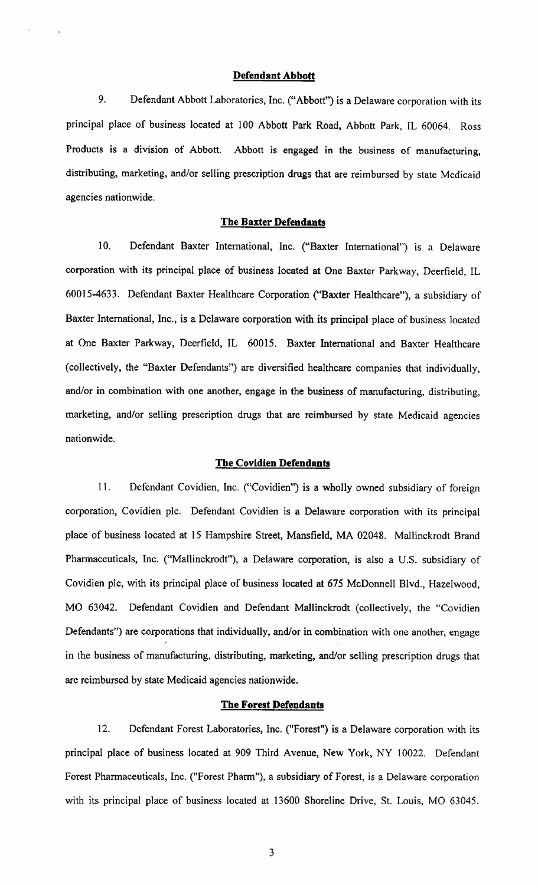### Defendant Abbott

9. Defendant Abbott Laboratories, Inc. ("Abbott") is a Delaware corporation with its principal place of business located at 100 Abbott Park Road, Abbott Park, IL 60064. Ross Products is a division of Abbott. Abbott is engaged in the business of manufacturing, distributing, marketing, and/or selling prescription drugs that are reimbursed by state Medicaid agencies nationwide.

### The Baxter Defendants

10. Defendant Baxter International, Inc. ("Baxter International") is a Delaware corporation with its principal place of business located at One Baxter Parkway, Deerfield, IL 60015-4633. Defendant Baxter Healthcare Corporation ("Baxter Healthcare"), a subsidiary of Baxter International, Inc., is a Delaware corporation with its principal place of business located at One Baxter Parkway, Deerfield, IL 60015. Baxter International and Baxter Healthcare (collectively, the "Baxter Defendants") are diversified healthcare companies that individually, and/or in combination with one another, engage in the business of manufacturing, distributing, marketing, and/or selling prescription drugs that are reimbursed by state Medicaid agencies nationwide.

### The Covidien Defendants

11. Defendant Covidien, Inc. ("Covidien") is a wholly owned subsidiary of foreign corporation, Covidien plc. Defendant Covidien is a Delaware corporation with its principal place of business located at 15 Hampshire Street, Mansfield, MA 02048. Mallinckrodt Brand Pharmaceuticals, Inc. ("Mallinckrodt"), a Delaware corporation, is also a U.S. subsidiary of Covidien plc, with its principal place of business located at 675 McDonnell Blvd., Hazelwood, MO 63042. Defendant Covidien and Defendant Mallinckrodt (collectively, the "Covidien Defendants") are corporations that individually, and/or in combination with one another, engage in the business of manufacturing, distributing, marketing, and/or selling prescription drugs that are reimbursed by state Medicaid agencies nationwide.

### The Forest Defendants

12. Defendant Forest Laboratories, Inc. ("Forest") is a Delaware corporation with its principal place of business located at 909 Third Avenue, New York, NY 10022. Defendant Forest Pharmaceuticals, Inc. ("Forest Pharm"), a subsidiary of Forest, is a Delaware corporation with its principal place of business located at 13600 Shoreline Drive, St. Louis, MO 63045.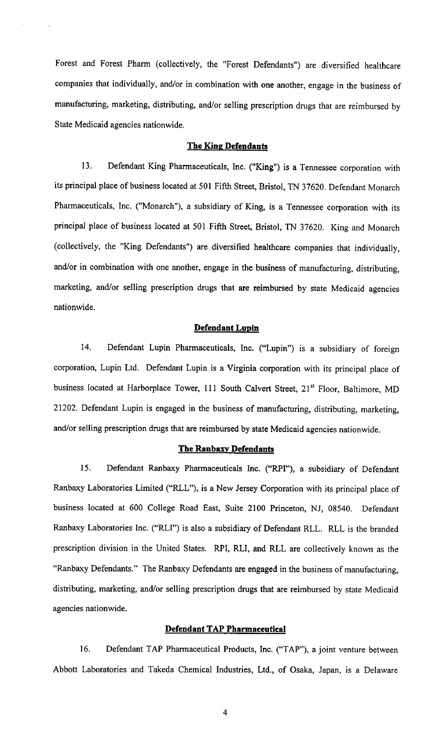Forest and Forest Pharm (collectively, the "Forest Defendants") are diversified healthcare companies that individually, and/or in combination with one another, engage in the business of manufacturing, marketing, distributing, and/or selling prescription drugs that are reimbursed by State Medicaid agencies nationwide.

**The King Defendants**

13. Defendant King Pharmaceuticals, Inc. ("King") is a Tennessee corporation with its principal place of business located at 501 Fifth Street, Bristol, TN 37620. Defendant Monarch Pharmaceuticals, Inc. ("Monarch"), a subsidiary of King, is a Tennessee corporation with its principal place of business located at 501 Fifth Street, Bristol, TN 37620. King and Monarch (collectively, the "King Defendants") are diversified healthcare companies that individually, and/or in combination with one another, engage in the business of manufacturing, distributing, marketing, and/or selling prescription drugs that are reimbursed by state Medicaid agencies nationwide.

**Defendant Lupin**

14. Defendant Lupin Pharmaceuticals, Inc. ("Lupin") is a subsidiary of foreign corporation, Lupin Ltd. Defendant Lupin is a Virginia corporation with its principal place of business located at Harborplace Tower, 111 South Calvert Street, 21st Floor, Baltimore, MD 21202. Defendant Lupin is engaged in the business of manufacturing, distributing, marketing, and/or selling prescription drugs that are reimbursed by state Medicaid agencies nationwide.

**The Ranbaxy Defendants**

15. Defendant Ranbaxy Pharmaceuticals Inc. ("RPI"), a subsidiary of Defendant Ranbaxy Laboratories Limited ("RLL"), is a New Jersey Corporation with its principal place of business located at 600 College Road East, Suite 2100 Princeton, NJ, 08540. Defendant Ranbaxy Laboratories Inc. ("RLI") is also a subsidiary of Defendant RLL. RLL is the branded prescription division in the United States. RPI, RLI, and RLL are collectively known as the "Ranbaxy Defendants." The Ranbaxy Defendants are engaged in the business of manufacturing, distributing, marketing, and/or selling prescription drugs that are reimbursed by state Medicaid agencies nationwide.

**Defendant TAP Pharmaceutical**

16. Defendant TAP Pharmaceutical Products, Inc. ("TAP"), a joint venture between Abbott Laboratories and Takeda Chemical Industries, Ltd., of Osaka, Japan, is a Delaware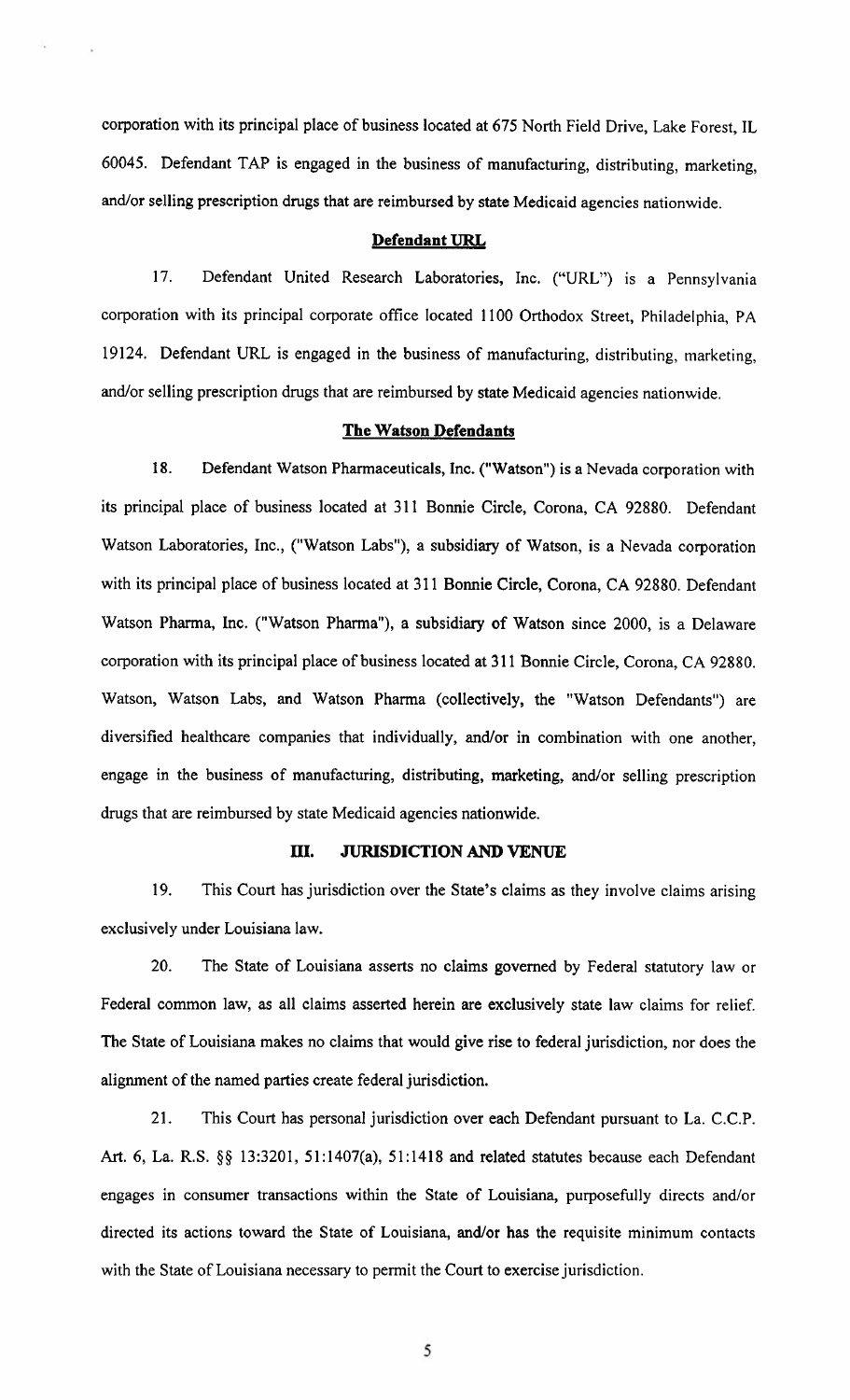corporation with its principal place of business located at 675 North Field Drive, Lake Forest, IL 60045. Defendant TAP is engaged in the business of manufacturing, distributing, marketing, and/or selling prescription drugs that are reimbursed by state Medicaid agencies nationwide.

**Defendant URL**

17. Defendant United Research Laboratories, Inc. ("URL") is a Pennsylvania corporation with its principal corporate office located 1100 Orthodox Street, Philadelphia, PA 19124. Defendant URL is engaged in the business of manufacturing, distributing, marketing, and/or selling prescription drugs that are reimbursed by state Medicaid agencies nationwide.

**The Watson Defendants**

18. Defendant Watson Pharmaceuticals, Inc. ("Watson") is a Nevada corporation with its principal place of business located at 311 Bonnie Circle, Corona, CA 92880. Defendant Watson Laboratories, Inc., ("Watson Labs"), a subsidiary of Watson, is a Nevada corporation with its principal place of business located at 311 Bonnie Circle, Corona, CA 92880. Defendant Watson Pharma, Inc. ("Watson Pharma"), a subsidiary of Watson since 2000, is a Delaware corporation with its principal place of business located at 311 Bonnie Circle, Corona, CA 92880. Watson, Watson Labs, and Watson Pharma (collectively, the "Watson Defendants") are diversified healthcare companies that individually, and/or in combination with one another, engage in the business of manufacturing, distributing, marketing, and/or selling prescription drugs that are reimbursed by state Medicaid agencies nationwide.

## III. JURISDICTION AND VENUE

19. This Court has jurisdiction over the State's claims as they involve claims arising exclusively under Louisiana law.

20. The State of Louisiana asserts no claims governed by Federal statutory law or Federal common law, as all claims asserted herein are exclusively state law claims for relief. The State of Louisiana makes no claims that would give rise to federal jurisdiction, nor does the alignment of the named parties create federal jurisdiction.

21. This Court has personal jurisdiction over each Defendant pursuant to La. C.C.P. Art. 6, La. R.S. §§ 13:3201, 51:1407(a), 51:1418 and related statutes because each Defendant engages in consumer transactions within the State of Louisiana, purposefully directs and/or directed its actions toward the State of Louisiana, and/or has the requisite minimum contacts with the State of Louisiana necessary to permit the Court to exercise jurisdiction.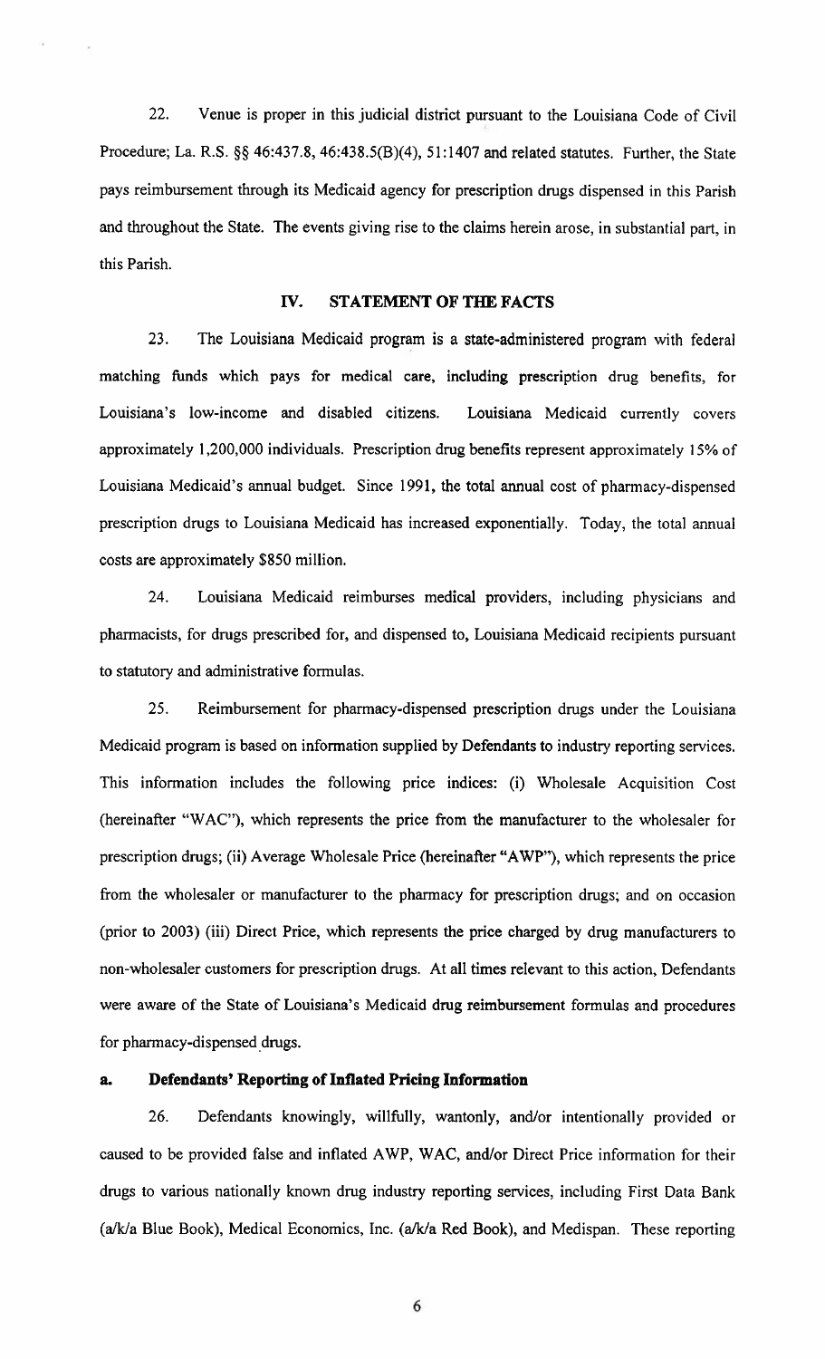22. Venue is proper in this judicial district pursuant to the Louisiana Code of Civil Procedure; La. R.S. §§ 46:437.8, 46:438.5(B)(4), 51:1407 and related statutes. Further, the State pays reimbursement through its Medicaid agency for prescription drugs dispensed in this Parish and throughout the State. The events giving rise to the claims herein arose, in substantial part, in this Parish.

## IV. STATEMENT OF THE FACTS

23. The Louisiana Medicaid program is a state-administered program with federal matching funds which pays for medical care, including prescription drug benefits, for Louisiana's low-income and disabled citizens. Louisiana Medicaid currently covers approximately 1,200,000 individuals. Prescription drug benefits represent approximately 15% of Louisiana Medicaid's annual budget. Since 1991, the total annual cost of pharmacy-dispensed prescription drugs to Louisiana Medicaid has increased exponentially. Today, the total annual costs are approximately $850 million.

24. Louisiana Medicaid reimburses medical providers, including physicians and pharmacists, for drugs prescribed for, and dispensed to, Louisiana Medicaid recipients pursuant to statutory and administrative formulas.

25. Reimbursement for pharmacy-dispensed prescription drugs under the Louisiana Medicaid program is based on information supplied by Defendants to industry reporting services. This information includes the following price indices: (i) Wholesale Acquisition Cost (hereinafter "WAC"), which represents the price from the manufacturer to the wholesaler for prescription drugs; (ii) Average Wholesale Price (hereinafter "AWP"), which represents the price from the wholesaler or manufacturer to the pharmacy for prescription drugs; and on occasion (prior to 2003) (iii) Direct Price, which represents the price charged by drug manufacturers to non-wholesaler customers for prescription drugs. At all times relevant to this action, Defendants were aware of the State of Louisiana's Medicaid drug reimbursement formulas and procedures for pharmacy-dispensed drugs.

### a. Defendants' Reporting of Inflated Pricing Information

26. Defendants knowingly, willfully, wantonly, and/or intentionally provided or caused to be provided false and inflated AWP, WAC, and/or Direct Price information for their drugs to various nationally known drug industry reporting services, including First Data Bank (a/k/a Blue Book), Medical Economics, Inc. (a/k/a Red Book), and Medispan. These reporting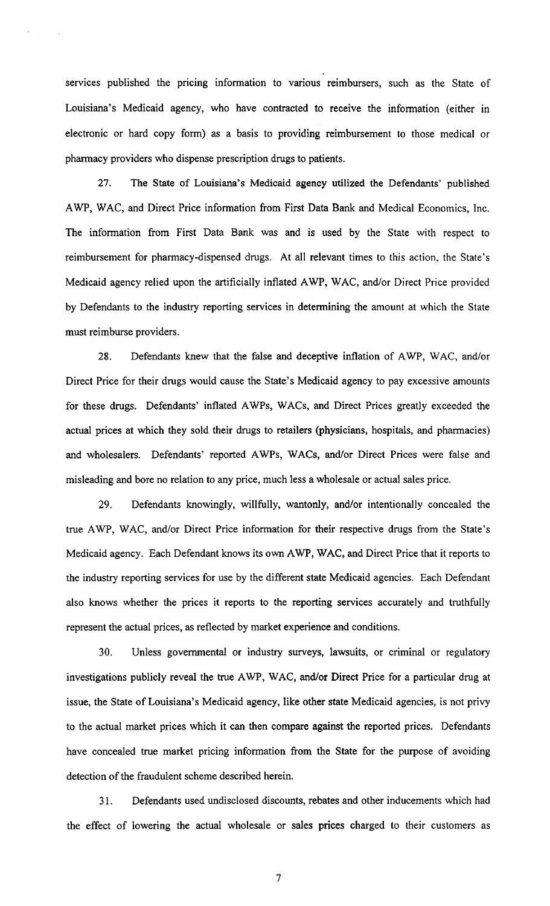services published the pricing information to various reimbursers, such as the State of Louisiana's Medicaid agency, who have contracted to receive the information (either in electronic or hard copy form) as a basis to providing reimbursement to those medical or pharmacy providers who dispense prescription drugs to patients.

27. The State of Louisiana's Medicaid agency utilized the Defendants' published AWP, WAC, and Direct Price information from First Data Bank and Medical Economics, Inc. The information from First Data Bank was and is used by the State with respect to reimbursement for pharmacy-dispensed drugs. At all relevant times to this action, the State's Medicaid agency relied upon the artificially inflated AWP, WAC, and/or Direct Price provided by Defendants to the industry reporting services in determining the amount at which the State must reimburse providers.

28. Defendants knew that the false and deceptive inflation of AWP, WAC, and/or Direct Price for their drugs would cause the State's Medicaid agency to pay excessive amounts for these drugs. Defendants' inflated AWPs, WACs, and Direct Prices greatly exceeded the actual prices at which they sold their drugs to retailers (physicians, hospitals, and pharmacies) and wholesalers. Defendants' reported AWPs, WACs, and/or Direct Prices were false and misleading and bore no relation to any price, much less a wholesale or actual sales price.

29. Defendants knowingly, willfully, wantonly, and/or intentionally concealed the true AWP, WAC, and/or Direct Price information for their respective drugs from the State's Medicaid agency. Each Defendant knows its own AWP, WAC, and Direct Price that it reports to the industry reporting services for use by the different state Medicaid agencies. Each Defendant also knows whether the prices it reports to the reporting services accurately and truthfully represent the actual prices, as reflected by market experience and conditions.

30. Unless governmental or industry surveys, lawsuits, or criminal or regulatory investigations publicly reveal the true AWP, WAC, and/or Direct Price for a particular drug at issue, the State of Louisiana's Medicaid agency, like other state Medicaid agencies, is not privy to the actual market prices which it can then compare against the reported prices. Defendants have concealed true market pricing information from the State for the purpose of avoiding detection of the fraudulent scheme described herein.

31. Defendants used undisclosed discounts, rebates and other inducements which had the effect of lowering the actual wholesale or sales prices charged to their customers as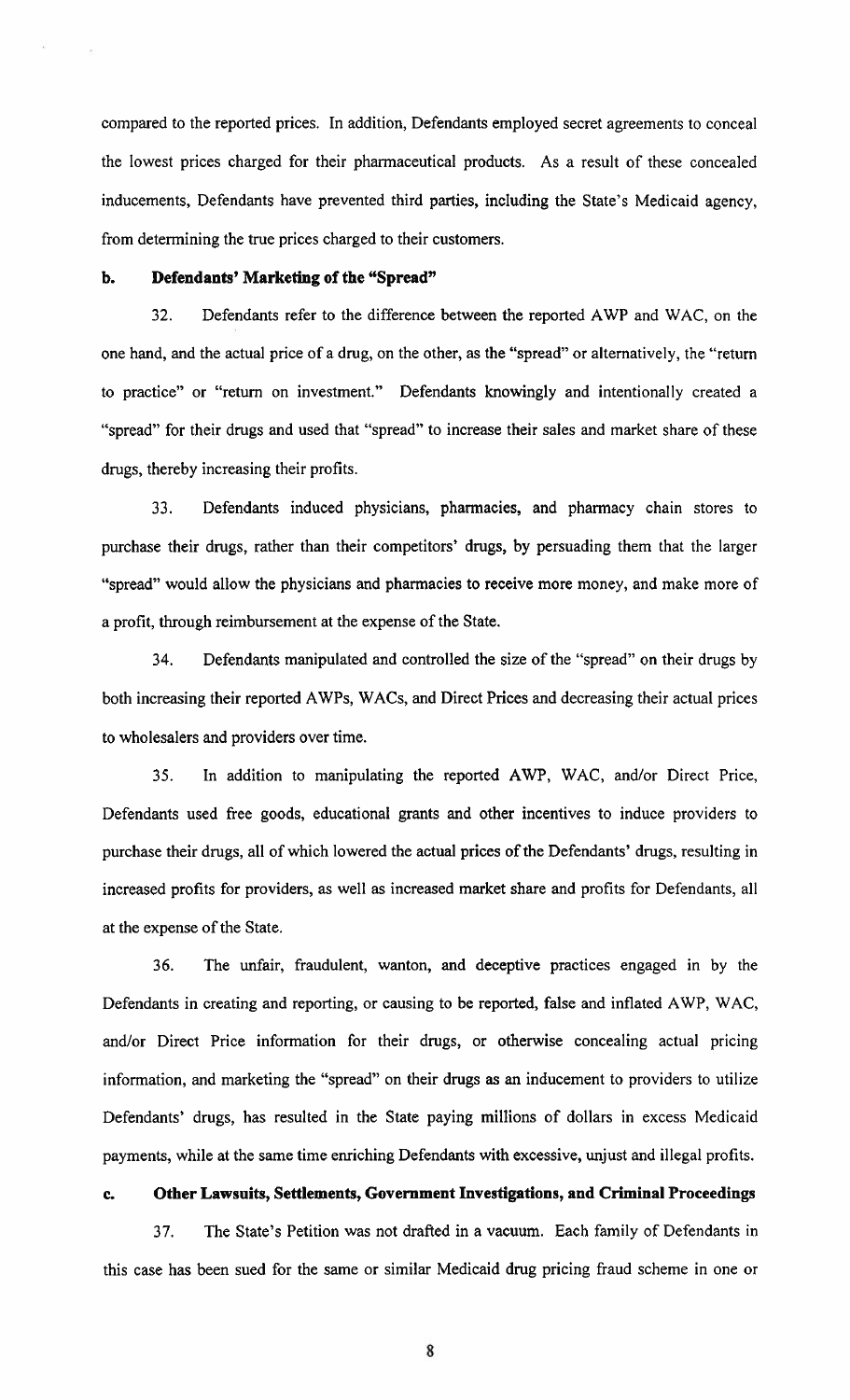compared to the reported prices. In addition, Defendants employed secret agreements to conceal the lowest prices charged for their pharmaceutical products. As a result of these concealed inducements, Defendants have prevented third parties, including the State's Medicaid agency, from determining the true prices charged to their customers.

### b. Defendants' Marketing of the "Spread"

32. Defendants refer to the difference between the reported AWP and WAC, on the one hand, and the actual price of a drug, on the other, as the "spread" or alternatively, the "return to practice" or "return on investment." Defendants knowingly and intentionally created a "spread" for their drugs and used that "spread" to increase their sales and market share of these drugs, thereby increasing their profits.

33. Defendants induced physicians, pharmacies, and pharmacy chain stores to purchase their drugs, rather than their competitors' drugs, by persuading them that the larger "spread" would allow the physicians and pharmacies to receive more money, and make more of a profit, through reimbursement at the expense of the State.

34. Defendants manipulated and controlled the size of the "spread" on their drugs by both increasing their reported AWPs, WACs, and Direct Prices and decreasing their actual prices to wholesalers and providers over time.

35. In addition to manipulating the reported AWP, WAC, and/or Direct Price, Defendants used free goods, educational grants and other incentives to induce providers to purchase their drugs, all of which lowered the actual prices of the Defendants' drugs, resulting in increased profits for providers, as well as increased market share and profits for Defendants, all at the expense of the State.

36. The unfair, fraudulent, wanton, and deceptive practices engaged in by the Defendants in creating and reporting, or causing to be reported, false and inflated AWP, WAC, and/or Direct Price information for their drugs, or otherwise concealing actual pricing information, and marketing the "spread" on their drugs as an inducement to providers to utilize Defendants' drugs, has resulted in the State paying millions of dollars in excess Medicaid payments, while at the same time enriching Defendants with excessive, unjust and illegal profits.

### c. Other Lawsuits, Settlements, Government Investigations, and Criminal Proceedings

37. The State's Petition was not drafted in a vacuum. Each family of Defendants in this case has been sued for the same or similar Medicaid drug pricing fraud scheme in one or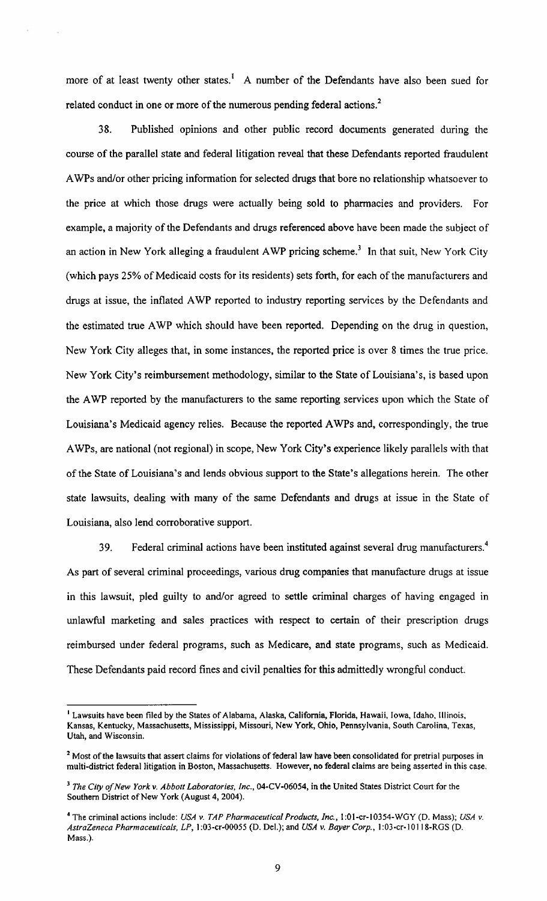more of at least twenty other states.[1] A number of the Defendants have also been sued for related conduct in one or more of the numerous pending federal actions.[2]

38. Published opinions and other public record documents generated during the course of the parallel state and federal litigation reveal that these Defendants reported fraudulent AWPs and/or other pricing information for selected drugs that bore no relationship whatsoever to the price at which those drugs were actually being sold to pharmacies and providers. For example, a majority of the Defendants and drugs referenced above have been made the subject of an action in New York alleging a fraudulent AWP pricing scheme.[3] In that suit, New York City (which pays 25% of Medicaid costs for its residents) sets forth, for each of the manufacturers and drugs at issue, the inflated AWP reported to industry reporting services by the Defendants and the estimated true AWP which should have been reported. Depending on the drug in question, New York City alleges that, in some instances, the reported price is over 8 times the true price. New York City's reimbursement methodology, similar to the State of Louisiana's, is based upon the AWP reported by the manufacturers to the same reporting services upon which the State of Louisiana's Medicaid agency relies. Because the reported AWPs and, correspondingly, the true AWPs, are national (not regional) in scope, New York City's experience likely parallels with that of the State of Louisiana's and lends obvious support to the State's allegations herein. The other state lawsuits, dealing with many of the same Defendants and drugs at issue in the State of Louisiana, also lend corroborative support.

39. Federal criminal actions have been instituted against several drug manufacturers.[4] As part of several criminal proceedings, various drug companies that manufacture drugs at issue in this lawsuit, pled guilty to and/or agreed to settle criminal charges of having engaged in unlawful marketing and sales practices with respect to certain of their prescription drugs reimbursed under federal programs, such as Medicare, and state programs, such as Medicaid. These Defendants paid record fines and civil penalties for this admittedly wrongful conduct.

---

[1] Lawsuits have been filed by the States of Alabama, Alaska, California, Florida, Hawaii, Iowa, Idaho, Illinois, Kansas, Kentucky, Massachusetts, Mississippi, Missouri, New York, Ohio, Pennsylvania, South Carolina, Texas, Utah, and Wisconsin.

[2] Most of the lawsuits that assert claims for violations of federal law have been consolidated for pretrial purposes in multi-district federal litigation in Boston, Massachusetts. However, no federal claims are being asserted in this case.

[3] *The City of New York v. Abbott Laboratories, Inc.*, 04-CV-06054, in the United States District Court for the Southern District of New York (August 4, 2004).

[4] The criminal actions include: *USA v. TAP Pharmaceutical Products, Inc.*, 1:01-cr-10354-WGY (D. Mass); *USA v. AstraZeneca Pharmaceuticals, LP*, 1:03-cr-00055 (D. Del.); and *USA v. Bayer Corp.*, 1:03-cr-10118-RGS (D. Mass.).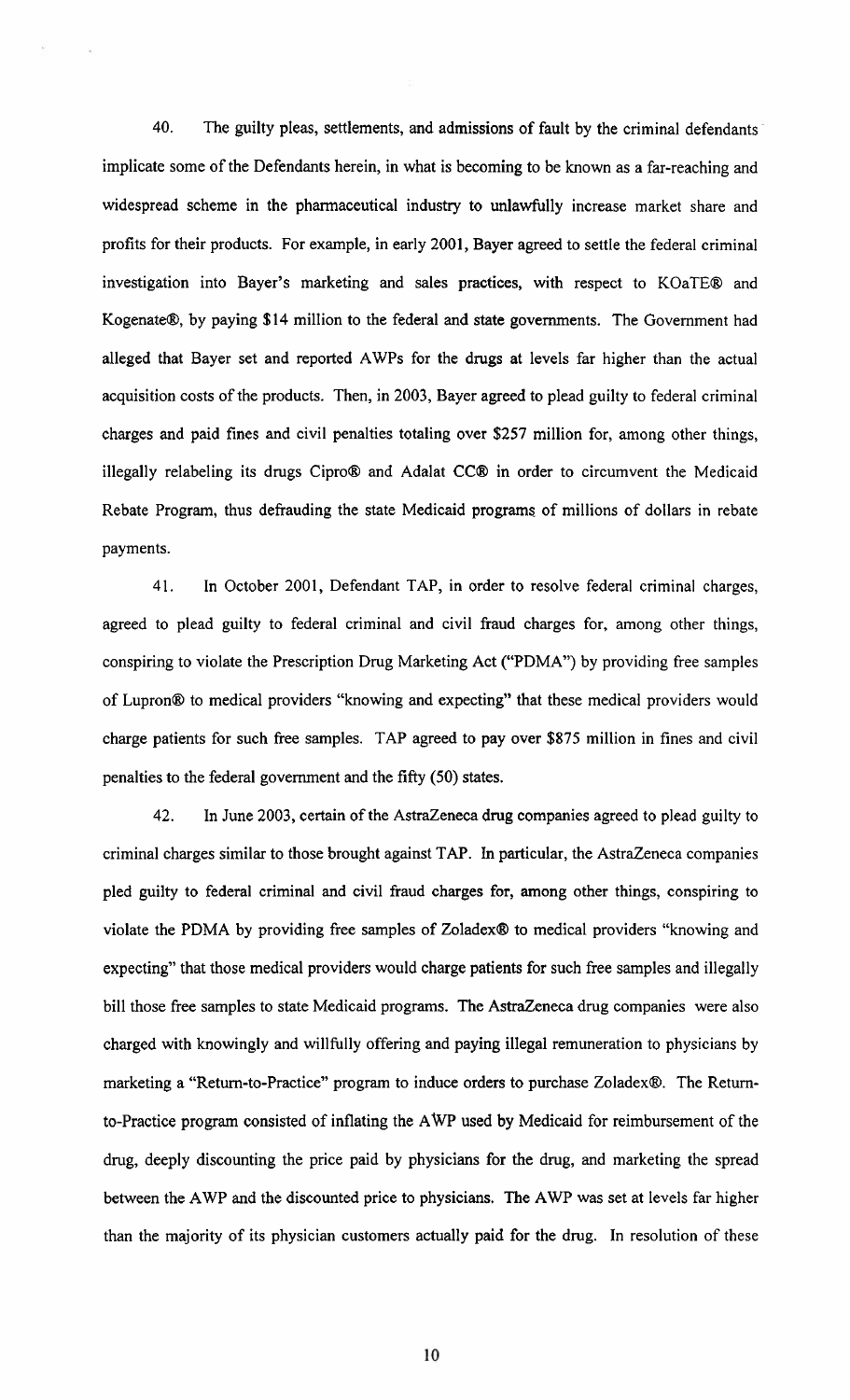40. The guilty pleas, settlements, and admissions of fault by the criminal defendants implicate some of the Defendants herein, in what is becoming to be known as a far-reaching and widespread scheme in the pharmaceutical industry to unlawfully increase market share and profits for their products. For example, in early 2001, Bayer agreed to settle the federal criminal investigation into Bayer's marketing and sales practices, with respect to KOaTE® and Kogenate®, by paying $14 million to the federal and state governments. The Government had alleged that Bayer set and reported AWPs for the drugs at levels far higher than the actual acquisition costs of the products. Then, in 2003, Bayer agreed to plead guilty to federal criminal charges and paid fines and civil penalties totaling over $257 million for, among other things, illegally relabeling its drugs Cipro® and Adalat CC® in order to circumvent the Medicaid Rebate Program, thus defrauding the state Medicaid programs of millions of dollars in rebate payments.

41. In October 2001, Defendant TAP, in order to resolve federal criminal charges, agreed to plead guilty to federal criminal and civil fraud charges for, among other things, conspiring to violate the Prescription Drug Marketing Act ("PDMA") by providing free samples of Lupron® to medical providers "knowing and expecting" that these medical providers would charge patients for such free samples. TAP agreed to pay over $875 million in fines and civil penalties to the federal government and the fifty (50) states.

42. In June 2003, certain of the AstraZeneca drug companies agreed to plead guilty to criminal charges similar to those brought against TAP. In particular, the AstraZeneca companies pled guilty to federal criminal and civil fraud charges for, among other things, conspiring to violate the PDMA by providing free samples of Zoladex® to medical providers "knowing and expecting" that those medical providers would charge patients for such free samples and illegally bill those free samples to state Medicaid programs. The AstraZeneca drug companies were also charged with knowingly and willfully offering and paying illegal remuneration to physicians by marketing a "Return-to-Practice" program to induce orders to purchase Zoladex®. The Return-to-Practice program consisted of inflating the AWP used by Medicaid for reimbursement of the drug, deeply discounting the price paid by physicians for the drug, and marketing the spread between the AWP and the discounted price to physicians. The AWP was set at levels far higher than the majority of its physician customers actually paid for the drug. In resolution of these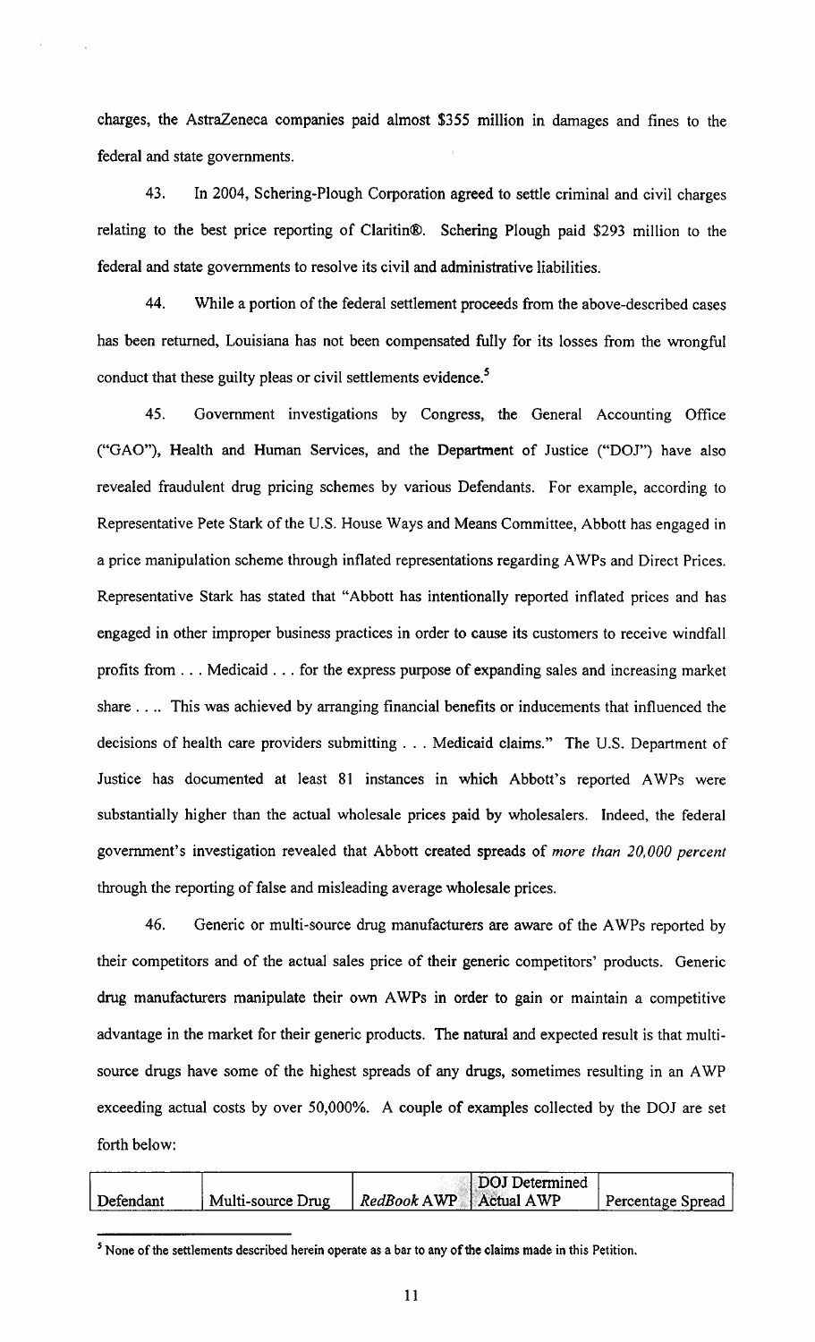charges, the AstraZeneca companies paid almost $355 million in damages and fines to the federal and state governments.

43. In 2004, Schering-Plough Corporation agreed to settle criminal and civil charges relating to the best price reporting of Claritin®. Schering Plough paid $293 million to the federal and state governments to resolve its civil and administrative liabilities.

44. While a portion of the federal settlement proceeds from the above-described cases has been returned, Louisiana has not been compensated fully for its losses from the wrongful conduct that these guilty pleas or civil settlements evidence.[5]

45. Government investigations by Congress, the General Accounting Office ("GAO"), Health and Human Services, and the Department of Justice ("DOJ") have also revealed fraudulent drug pricing schemes by various Defendants. For example, according to Representative Pete Stark of the U.S. House Ways and Means Committee, Abbott has engaged in a price manipulation scheme through inflated representations regarding AWPs and Direct Prices. Representative Stark has stated that "Abbott has intentionally reported inflated prices and has engaged in other improper business practices in order to cause its customers to receive windfall profits from . . . Medicaid . . . for the express purpose of expanding sales and increasing market share . . .. This was achieved by arranging financial benefits or inducements that influenced the decisions of health care providers submitting . . . Medicaid claims." The U.S. Department of Justice has documented at least 81 instances in which Abbott's reported AWPs were substantially higher than the actual wholesale prices paid by wholesalers. Indeed, the federal government's investigation revealed that Abbott created spreads of *more than 20,000 percent* through the reporting of false and misleading average wholesale prices.

46. Generic or multi-source drug manufacturers are aware of the AWPs reported by their competitors and of the actual sales price of their generic competitors' products. Generic drug manufacturers manipulate their own AWPs in order to gain or maintain a competitive advantage in the market for their generic products. The natural and expected result is that multi-source drugs have some of the highest spreads of any drugs, sometimes resulting in an AWP exceeding actual costs by over 50,000%. A couple of examples collected by the DOJ are set forth below:

| Defendant | Multi-source Drug | *RedBook* AWP | DOJ Determined Actual AWP | Percentage Spread |
|---|---|---|---|---|

[5] None of the settlements described herein operate as a bar to any of the claims made in this Petition.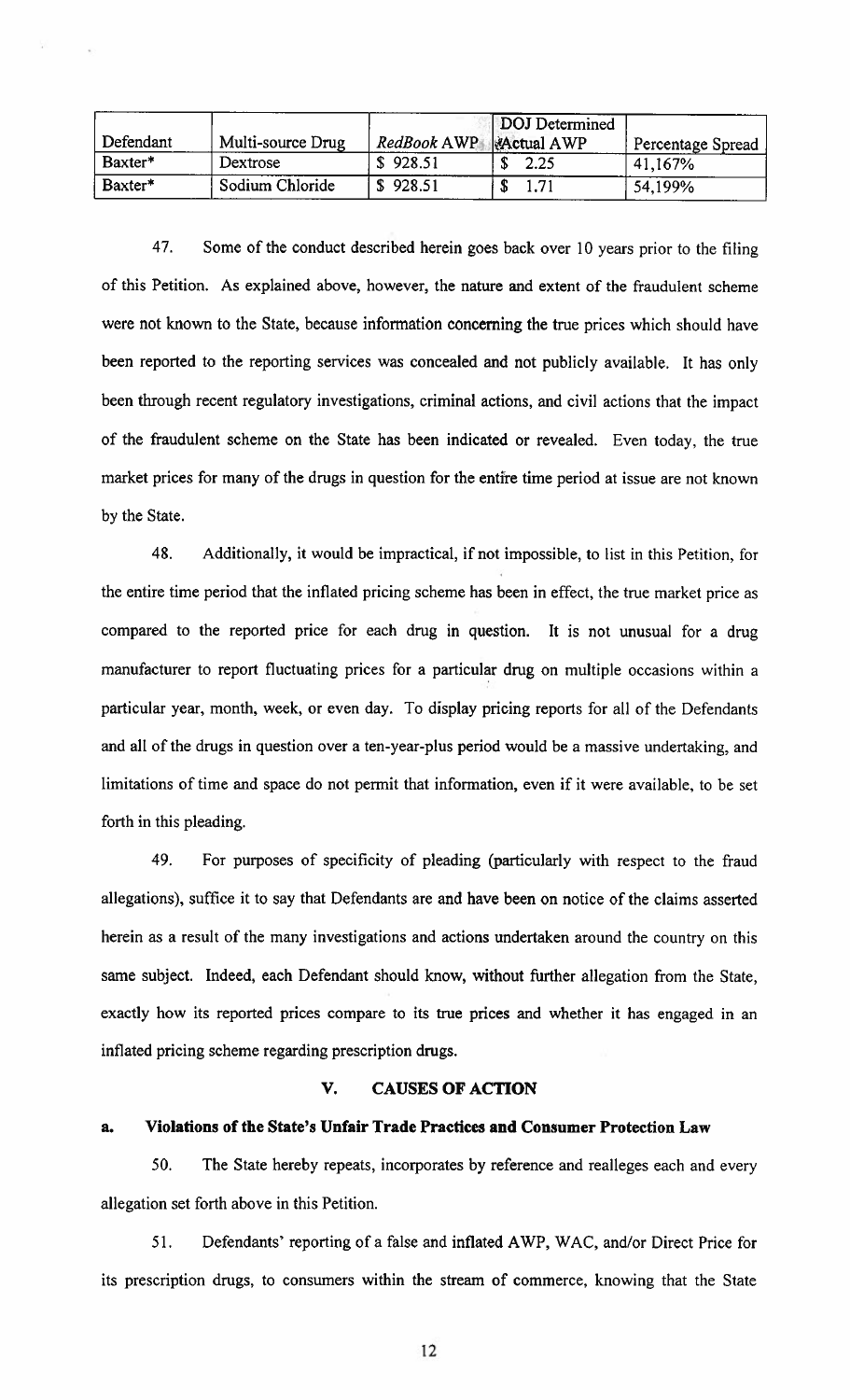| Defendant | Multi-source Drug | *RedBook* AWP | DOJ Determined Actual AWP | Percentage Spread |
|---|---|---|---|---|
| Baxter* | Dextrose | $ 928.51 | $ 2.25 | 41,167% |
| Baxter* | Sodium Chloride | $ 928.51 | $ 1.71 | 54,199% |

47. Some of the conduct described herein goes back over 10 years prior to the filing of this Petition. As explained above, however, the nature and extent of the fraudulent scheme were not known to the State, because information concerning the true prices which should have been reported to the reporting services was concealed and not publicly available. It has only been through recent regulatory investigations, criminal actions, and civil actions that the impact of the fraudulent scheme on the State has been indicated or revealed. Even today, the true market prices for many of the drugs in question for the entire time period at issue are not known by the State.

48. Additionally, it would be impractical, if not impossible, to list in this Petition, for the entire time period that the inflated pricing scheme has been in effect, the true market price as compared to the reported price for each drug in question. It is not unusual for a drug manufacturer to report fluctuating prices for a particular drug on multiple occasions within a particular year, month, week, or even day. To display pricing reports for all of the Defendants and all of the drugs in question over a ten-year-plus period would be a massive undertaking, and limitations of time and space do not permit that information, even if it were available, to be set forth in this pleading.

49. For purposes of specificity of pleading (particularly with respect to the fraud allegations), suffice it to say that Defendants are and have been on notice of the claims asserted herein as a result of the many investigations and actions undertaken around the country on this same subject. Indeed, each Defendant should know, without further allegation from the State, exactly how its reported prices compare to its true prices and whether it has engaged in an inflated pricing scheme regarding prescription drugs.

## V. CAUSES OF ACTION

### a. Violations of the State's Unfair Trade Practices and Consumer Protection Law

50. The State hereby repeats, incorporates by reference and realleges each and every allegation set forth above in this Petition.

51. Defendants' reporting of a false and inflated AWP, WAC, and/or Direct Price for its prescription drugs, to consumers within the stream of commerce, knowing that the State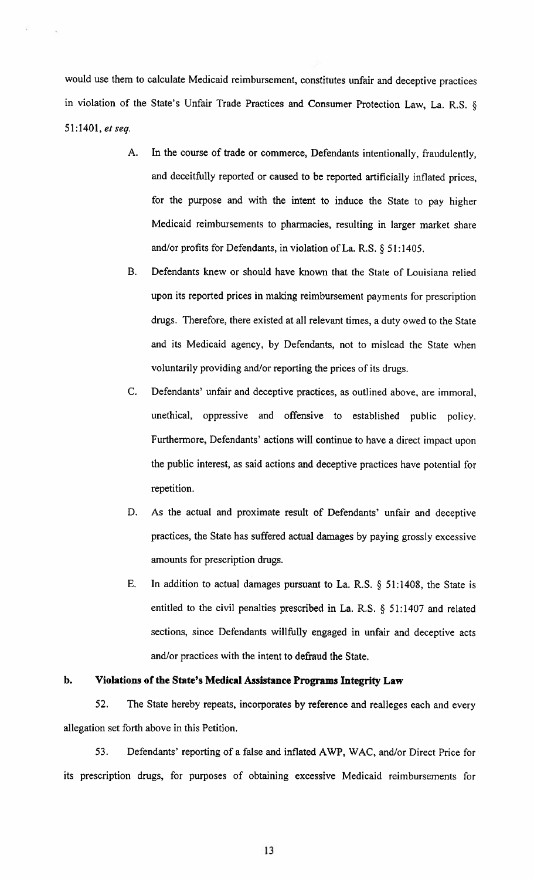would use them to calculate Medicaid reimbursement, constitutes unfair and deceptive practices in violation of the State's Unfair Trade Practices and Consumer Protection Law, La. R.S. § 51:1401, *et seq.*

A. In the course of trade or commerce, Defendants intentionally, fraudulently, and deceitfully reported or caused to be reported artificially inflated prices, for the purpose and with the intent to induce the State to pay higher Medicaid reimbursements to pharmacies, resulting in larger market share and/or profits for Defendants, in violation of La. R.S. § 51:1405.

B. Defendants knew or should have known that the State of Louisiana relied upon its reported prices in making reimbursement payments for prescription drugs. Therefore, there existed at all relevant times, a duty owed to the State and its Medicaid agency, by Defendants, not to mislead the State when voluntarily providing and/or reporting the prices of its drugs.

C. Defendants' unfair and deceptive practices, as outlined above, are immoral, unethical, oppressive and offensive to established public policy. Furthermore, Defendants' actions will continue to have a direct impact upon the public interest, as said actions and deceptive practices have potential for repetition.

D. As the actual and proximate result of Defendants' unfair and deceptive practices, the State has suffered actual damages by paying grossly excessive amounts for prescription drugs.

E. In addition to actual damages pursuant to La. R.S. § 51:1408, the State is entitled to the civil penalties prescribed in La. R.S. § 51:1407 and related sections, since Defendants willfully engaged in unfair and deceptive acts and/or practices with the intent to defraud the State.

**b. Violations of the State's Medical Assistance Programs Integrity Law**

52. The State hereby repeats, incorporates by reference and realleges each and every allegation set forth above in this Petition.

53. Defendants' reporting of a false and inflated AWP, WAC, and/or Direct Price for its prescription drugs, for purposes of obtaining excessive Medicaid reimbursements for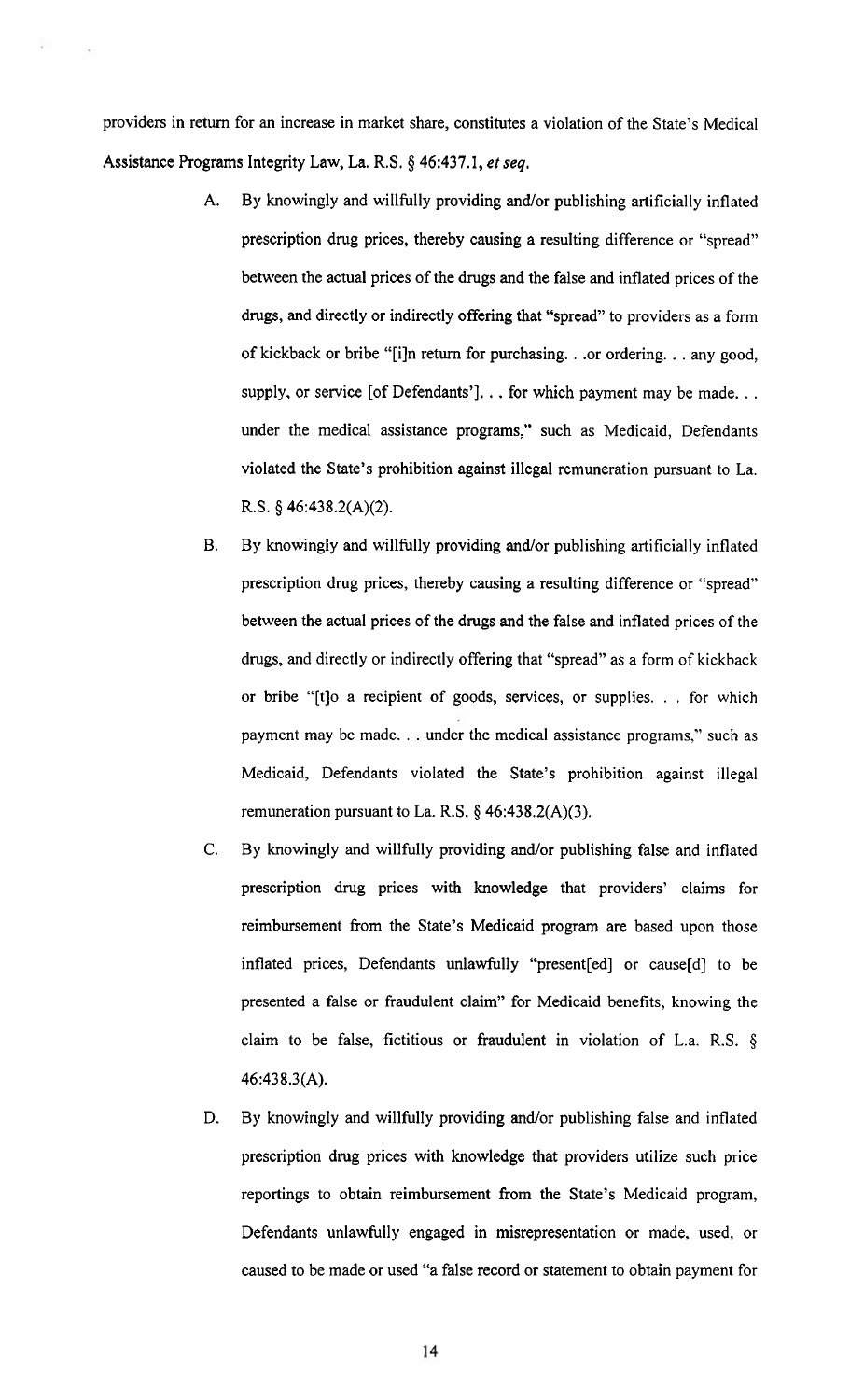providers in return for an increase in market share, constitutes a violation of the State's Medical Assistance Programs Integrity Law, La. R.S. § 46:437.1, *et seq.*

A. By knowingly and willfully providing and/or publishing artificially inflated prescription drug prices, thereby causing a resulting difference or "spread" between the actual prices of the drugs and the false and inflated prices of the drugs, and directly or indirectly offering that "spread" to providers as a form of kickback or bribe "[i]n return for purchasing. . .or ordering. . . any good, supply, or service [of Defendants']. . . for which payment may be made. . . under the medical assistance programs," such as Medicaid, Defendants violated the State's prohibition against illegal remuneration pursuant to La. R.S. § 46:438.2(A)(2).

B. By knowingly and willfully providing and/or publishing artificially inflated prescription drug prices, thereby causing a resulting difference or "spread" between the actual prices of the drugs and the false and inflated prices of the drugs, and directly or indirectly offering that "spread" as a form of kickback or bribe "[t]o a recipient of goods, services, or supplies. . . for which payment may be made. . . under the medical assistance programs," such as Medicaid, Defendants violated the State's prohibition against illegal remuneration pursuant to La. R.S. § 46:438.2(A)(3).

C. By knowingly and willfully providing and/or publishing false and inflated prescription drug prices with knowledge that providers' claims for reimbursement from the State's Medicaid program are based upon those inflated prices, Defendants unlawfully "present[ed] or cause[d] to be presented a false or fraudulent claim" for Medicaid benefits, knowing the claim to be false, fictitious or fraudulent in violation of L.a. R.S. § 46:438.3(A).

D. By knowingly and willfully providing and/or publishing false and inflated prescription drug prices with knowledge that providers utilize such price reportings to obtain reimbursement from the State's Medicaid program, Defendants unlawfully engaged in misrepresentation or made, used, or caused to be made or used "a false record or statement to obtain payment for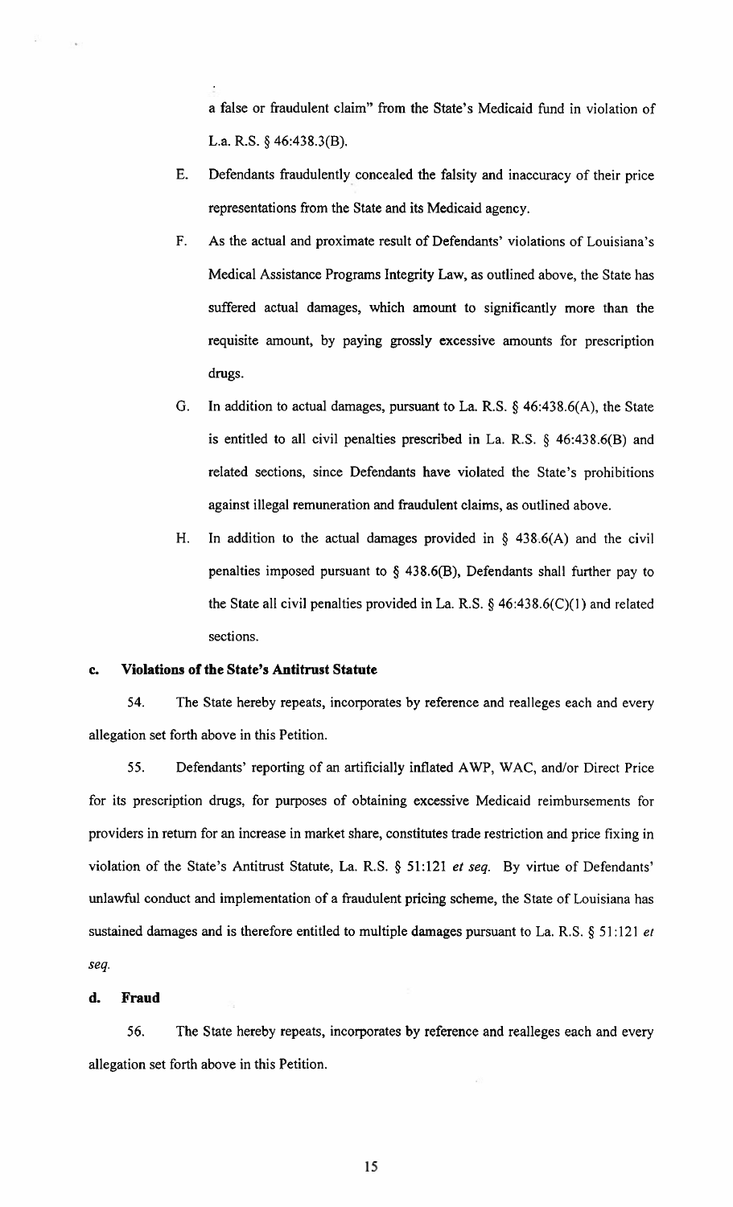a false or fraudulent claim" from the State's Medicaid fund in violation of L.a. R.S. § 46:438.3(B).

E. Defendants fraudulently concealed the falsity and inaccuracy of their price representations from the State and its Medicaid agency.

F. As the actual and proximate result of Defendants' violations of Louisiana's Medical Assistance Programs Integrity Law, as outlined above, the State has suffered actual damages, which amount to significantly more than the requisite amount, by paying grossly excessive amounts for prescription drugs.

G. In addition to actual damages, pursuant to La. R.S. § 46:438.6(A), the State is entitled to all civil penalties prescribed in La. R.S. § 46:438.6(B) and related sections, since Defendants have violated the State's prohibitions against illegal remuneration and fraudulent claims, as outlined above.

H. In addition to the actual damages provided in § 438.6(A) and the civil penalties imposed pursuant to § 438.6(B), Defendants shall further pay to the State all civil penalties provided in La. R.S. § 46:438.6(C)(1) and related sections.

**c. Violations of the State's Antitrust Statute**

54. The State hereby repeats, incorporates by reference and realleges each and every allegation set forth above in this Petition.

55. Defendants' reporting of an artificially inflated AWP, WAC, and/or Direct Price for its prescription drugs, for purposes of obtaining excessive Medicaid reimbursements for providers in return for an increase in market share, constitutes trade restriction and price fixing in violation of the State's Antitrust Statute, La. R.S. § 51:121 *et seq.* By virtue of Defendants' unlawful conduct and implementation of a fraudulent pricing scheme, the State of Louisiana has sustained damages and is therefore entitled to multiple damages pursuant to La. R.S. § 51:121 *et seq.*

**d. Fraud**

56. The State hereby repeats, incorporates by reference and realleges each and every allegation set forth above in this Petition.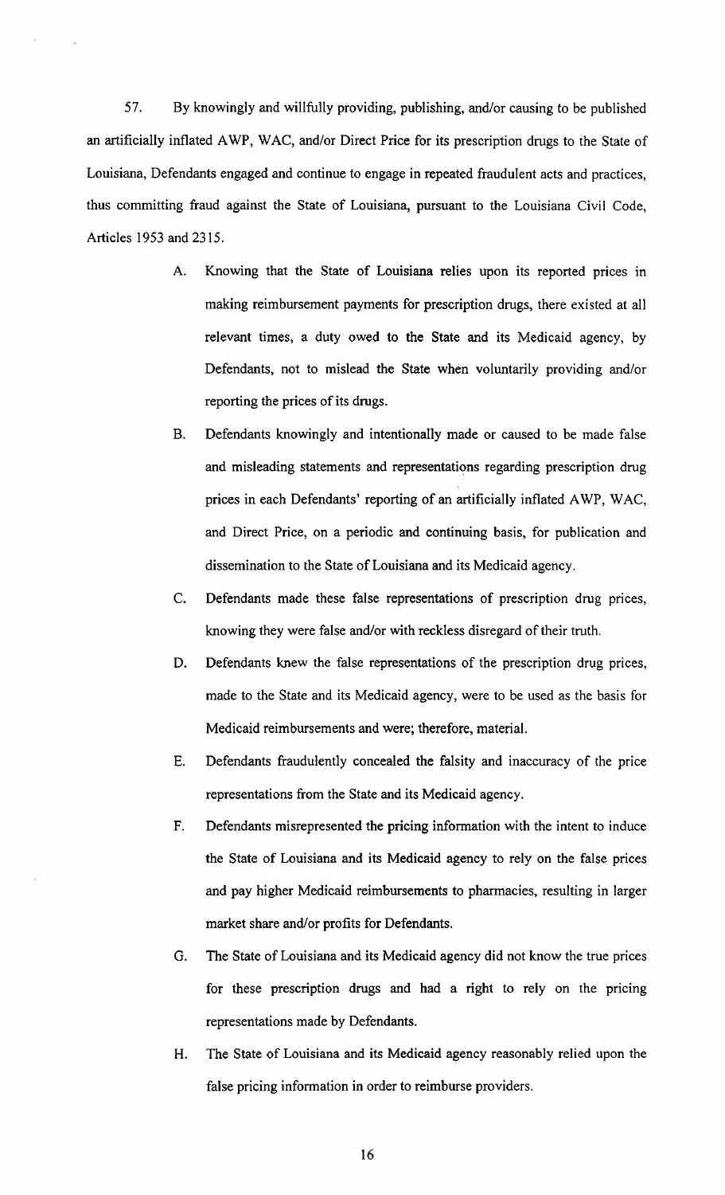57. By knowingly and willfully providing, publishing, and/or causing to be published an artificially inflated AWP, WAC, and/or Direct Price for its prescription drugs to the State of Louisiana, Defendants engaged and continue to engage in repeated fraudulent acts and practices, thus committing fraud against the State of Louisiana, pursuant to the Louisiana Civil Code, Articles 1953 and 2315.

A. Knowing that the State of Louisiana relies upon its reported prices in making reimbursement payments for prescription drugs, there existed at all relevant times, a duty owed to the State and its Medicaid agency, by Defendants, not to mislead the State when voluntarily providing and/or reporting the prices of its drugs.

B. Defendants knowingly and intentionally made or caused to be made false and misleading statements and representations regarding prescription drug prices in each Defendants' reporting of an artificially inflated AWP, WAC, and Direct Price, on a periodic and continuing basis, for publication and dissemination to the State of Louisiana and its Medicaid agency.

C. Defendants made these false representations of prescription drug prices, knowing they were false and/or with reckless disregard of their truth.

D. Defendants knew the false representations of the prescription drug prices, made to the State and its Medicaid agency, were to be used as the basis for Medicaid reimbursements and were; therefore, material.

E. Defendants fraudulently concealed the falsity and inaccuracy of the price representations from the State and its Medicaid agency.

F. Defendants misrepresented the pricing information with the intent to induce the State of Louisiana and its Medicaid agency to rely on the false prices and pay higher Medicaid reimbursements to pharmacies, resulting in larger market share and/or profits for Defendants.

G. The State of Louisiana and its Medicaid agency did not know the true prices for these prescription drugs and had a right to rely on the pricing representations made by Defendants.

H. The State of Louisiana and its Medicaid agency reasonably relied upon the false pricing information in order to reimburse providers.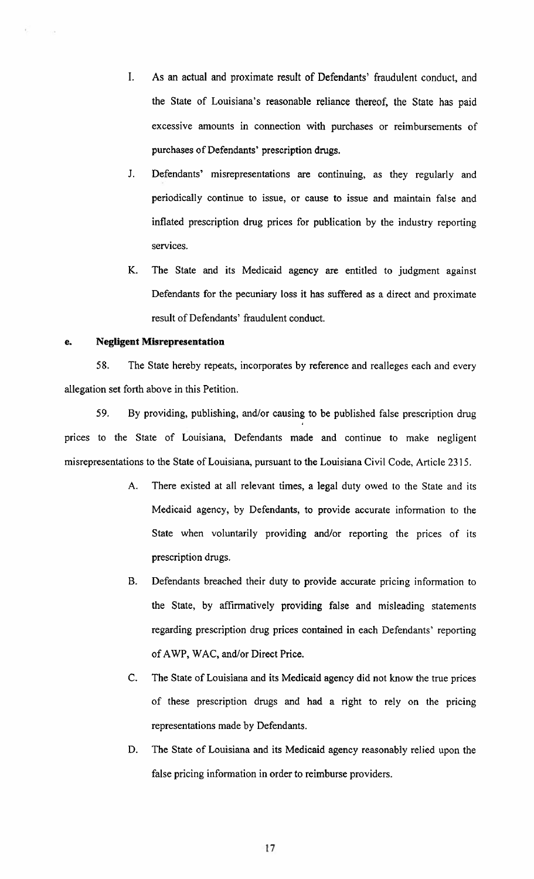I. As an actual and proximate result of Defendants' fraudulent conduct, and the State of Louisiana's reasonable reliance thereof, the State has paid excessive amounts in connection with purchases or reimbursements of purchases of Defendants' prescription drugs.

J. Defendants' misrepresentations are continuing, as they regularly and periodically continue to issue, or cause to issue and maintain false and inflated prescription drug prices for publication by the industry reporting services.

K. The State and its Medicaid agency are entitled to judgment against Defendants for the pecuniary loss it has suffered as a direct and proximate result of Defendants' fraudulent conduct.

**e. Negligent Misrepresentation**

58. The State hereby repeats, incorporates by reference and realleges each and every allegation set forth above in this Petition.

59. By providing, publishing, and/or causing to be published false prescription drug prices to the State of Louisiana, Defendants made and continue to make negligent misrepresentations to the State of Louisiana, pursuant to the Louisiana Civil Code, Article 2315.

A. There existed at all relevant times, a legal duty owed to the State and its Medicaid agency, by Defendants, to provide accurate information to the State when voluntarily providing and/or reporting the prices of its prescription drugs.

B. Defendants breached their duty to provide accurate pricing information to the State, by affirmatively providing false and misleading statements regarding prescription drug prices contained in each Defendants' reporting of AWP, WAC, and/or Direct Price.

C. The State of Louisiana and its Medicaid agency did not know the true prices of these prescription drugs and had a right to rely on the pricing representations made by Defendants.

D. The State of Louisiana and its Medicaid agency reasonably relied upon the false pricing information in order to reimburse providers.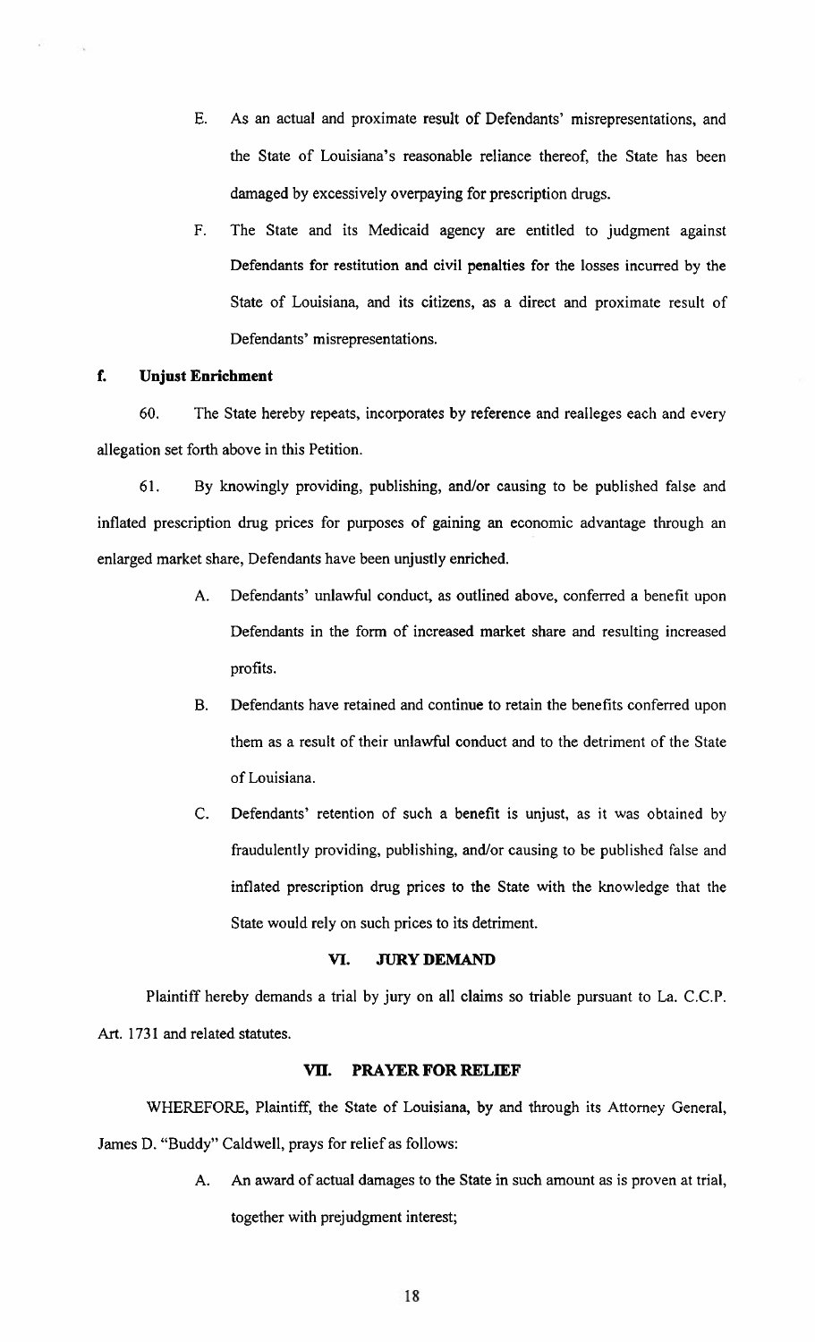E. As an actual and proximate result of Defendants' misrepresentations, and the State of Louisiana's reasonable reliance thereof, the State has been damaged by excessively overpaying for prescription drugs.

F. The State and its Medicaid agency are entitled to judgment against Defendants for restitution and civil penalties for the losses incurred by the State of Louisiana, and its citizens, as a direct and proximate result of Defendants' misrepresentations.

### f. Unjust Enrichment

60. The State hereby repeats, incorporates by reference and realleges each and every allegation set forth above in this Petition.

61. By knowingly providing, publishing, and/or causing to be published false and inflated prescription drug prices for purposes of gaining an economic advantage through an enlarged market share, Defendants have been unjustly enriched.

A. Defendants' unlawful conduct, as outlined above, conferred a benefit upon Defendants in the form of increased market share and resulting increased profits.

B. Defendants have retained and continue to retain the benefits conferred upon them as a result of their unlawful conduct and to the detriment of the State of Louisiana.

C. Defendants' retention of such a benefit is unjust, as it was obtained by fraudulently providing, publishing, and/or causing to be published false and inflated prescription drug prices to the State with the knowledge that the State would rely on such prices to its detriment.

## VI. JURY DEMAND

Plaintiff hereby demands a trial by jury on all claims so triable pursuant to La. C.C.P. Art. 1731 and related statutes.

## VII. PRAYER FOR RELIEF

WHEREFORE, Plaintiff, the State of Louisiana, by and through its Attorney General, James D. "Buddy" Caldwell, prays for relief as follows:

A. An award of actual damages to the State in such amount as is proven at trial, together with prejudgment interest;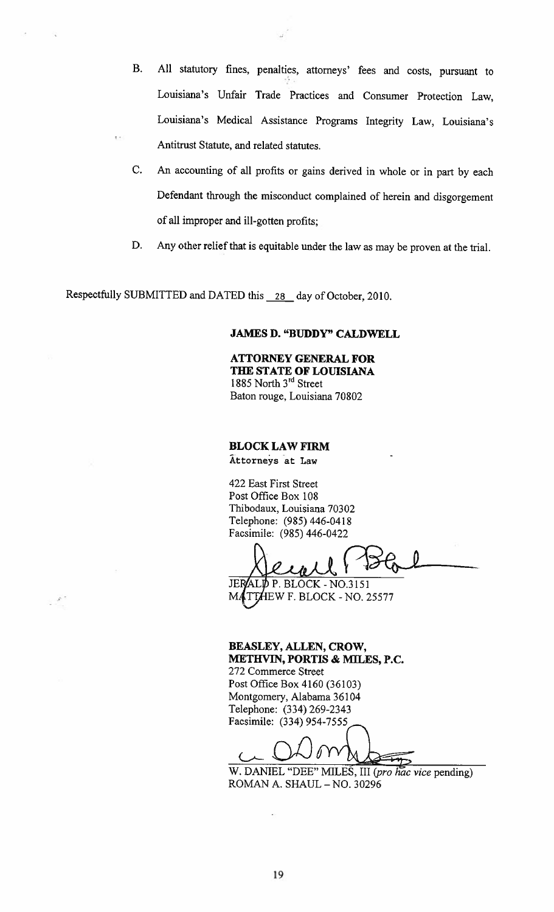B. All statutory fines, penalties, attorneys' fees and costs, pursuant to Louisiana's Unfair Trade Practices and Consumer Protection Law, Louisiana's Medical Assistance Programs Integrity Law, Louisiana's Antitrust Statute, and related statutes.

C. An accounting of all profits or gains derived in whole or in part by each Defendant through the misconduct complained of herein and disgorgement of all improper and ill-gotten profits;

D. Any other relief that is equitable under the law as may be proven at the trial.

Respectfully SUBMITTED and DATED this 28 day of October, 2010.

**JAMES D. "BUDDY" CALDWELL**

**ATTORNEY GENERAL FOR THE STATE OF LOUISIANA**
1885 North 3rd Street
Baton rouge, Louisiana 70802

**BLOCK LAW FIRM**
Attorneys at Law

422 East First Street
Post Office Box 108
Thibodaux, Louisiana 70302
Telephone: (985) 446-0418
Facsimile: (985) 446-0422

JERALD P. BLOCK - NO.3151
MATTHEW F. BLOCK - NO. 25577

**BEASLEY, ALLEN, CROW, METHVIN, PORTIS & MILES, P.C.**
272 Commerce Street
Post Office Box 4160 (36103)
Montgomery, Alabama 36104
Telephone: (334) 269-2343
Facsimile: (334) 954-7555

W. DANIEL "DEE" MILES, III (*pro hac vice* pending)
ROMAN A. SHAUL – NO. 30296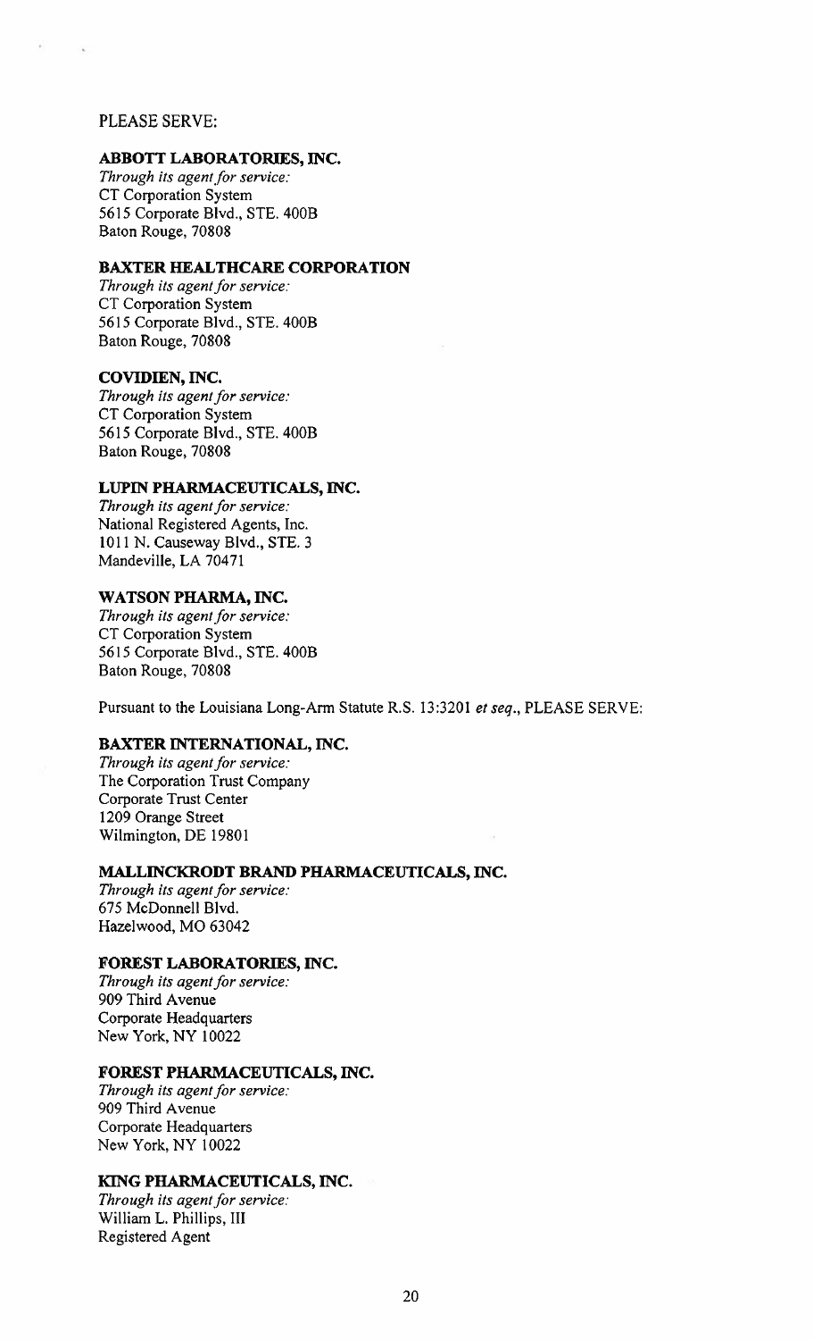PLEASE SERVE:

**ABBOTT LABORATORIES, INC.**
*Through its agent for service:*
CT Corporation System
5615 Corporate Blvd., STE. 400B
Baton Rouge, 70808

**BAXTER HEALTHCARE CORPORATION**
*Through its agent for service:*
CT Corporation System
5615 Corporate Blvd., STE. 400B
Baton Rouge, 70808

**COVIDIEN, INC.**
*Through its agent for service:*
CT Corporation System
5615 Corporate Blvd., STE. 400B
Baton Rouge, 70808

**LUPIN PHARMACEUTICALS, INC.**
*Through its agent for service:*
National Registered Agents, Inc.
1011 N. Causeway Blvd., STE. 3
Mandeville, LA 70471

**WATSON PHARMA, INC.**
*Through its agent for service:*
CT Corporation System
5615 Corporate Blvd., STE. 400B
Baton Rouge, 70808

Pursuant to the Louisiana Long-Arm Statute R.S. 13:3201 *et seq.*, PLEASE SERVE:

**BAXTER INTERNATIONAL, INC.**
*Through its agent for service:*
The Corporation Trust Company
Corporate Trust Center
1209 Orange Street
Wilmington, DE 19801

**MALLINCKRODT BRAND PHARMACEUTICALS, INC.**
*Through its agent for service:*
675 McDonnell Blvd.
Hazelwood, MO 63042

**FOREST LABORATORIES, INC.**
*Through its agent for service:*
909 Third Avenue
Corporate Headquarters
New York, NY 10022

**FOREST PHARMACEUTICALS, INC.**
*Through its agent for service:*
909 Third Avenue
Corporate Headquarters
New York, NY 10022

**KING PHARMACEUTICALS, INC.**
*Through its agent for service:*
William L. Phillips, III
Registered Agent